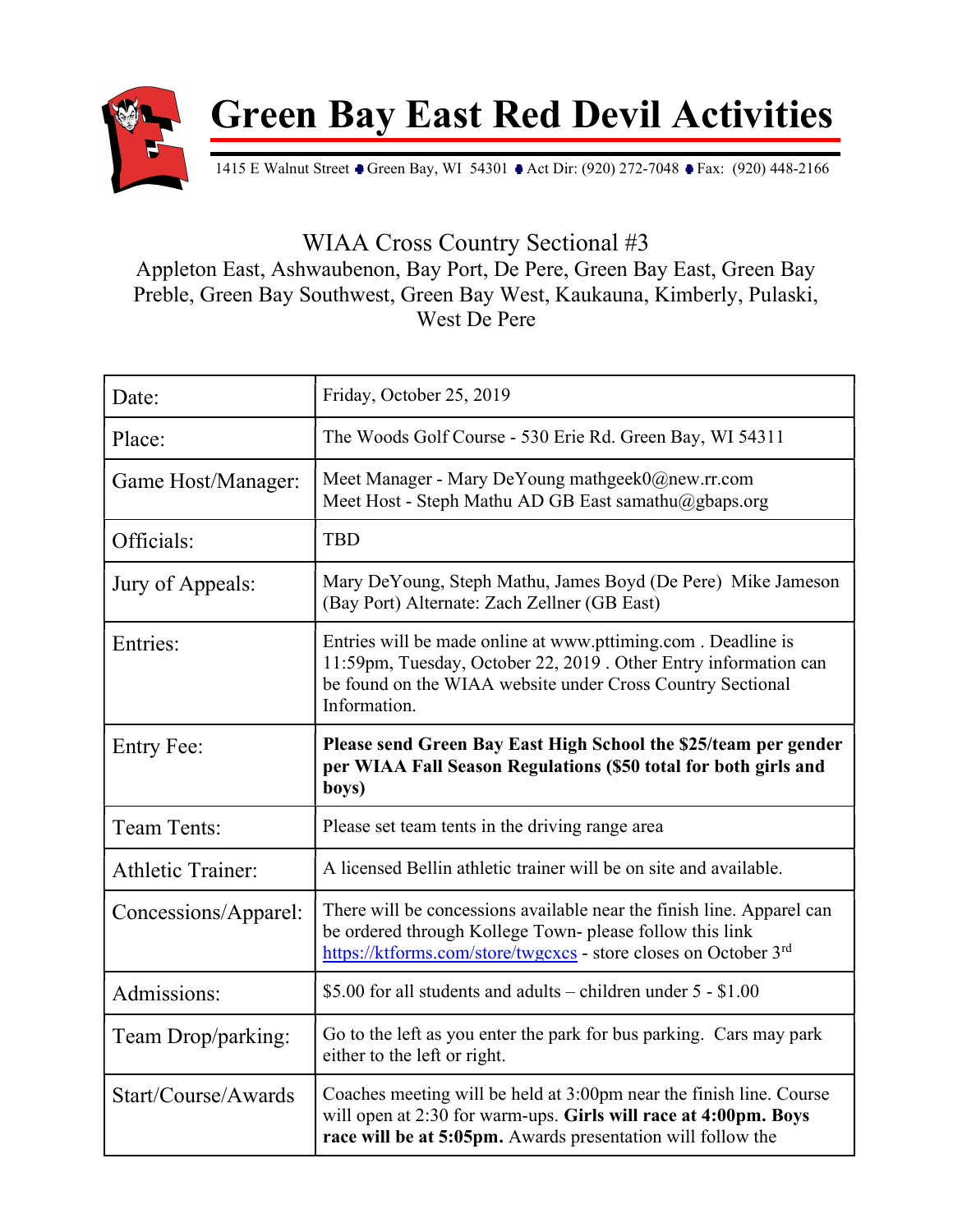# Green Bay East Red Devil Activities

1415 E Walnut Street • Green Bay, WI 54301 • Act Dir: (920) 272-7048 • Fax: (920) 448-2166

## WIAA Cross Country Sectional #3

Appleton East, Ashwaubenon, Bay Port, De Pere, Green Bay East, Green Bay Preble, Green Bay Southwest, Green Bay West, Kaukauna, Kimberly, Pulaski, West De Pere

| | |
|---|---|
| Date: | Friday, October 25, 2019 |
| Place: | The Woods Golf Course - 530 Erie Rd. Green Bay, WI 54311 |
| Game Host/Manager: | Meet Manager - Mary DeYoung mathgeek0@new.rr.com<br>Meet Host - Steph Mathu AD GB East samathu@gbaps.org |
| Officials: | TBD |
| Jury of Appeals: | Mary DeYoung, Steph Mathu, James Boyd (De Pere) Mike Jameson (Bay Port) Alternate: Zach Zellner (GB East) |
| Entries: | Entries will be made online at www.pttiming.com . Deadline is 11:59pm, Tuesday, October 22, 2019 . Other Entry information can be found on the WIAA website under Cross Country Sectional Information. |
| Entry Fee: | **Please send Green Bay East High School the $25/team per gender per WIAA Fall Season Regulations ($50 total for both girls and boys)** |
| Team Tents: | Please set team tents in the driving range area |
| Athletic Trainer: | A licensed Bellin athletic trainer will be on site and available. |
| Concessions/Apparel: | There will be concessions available near the finish line. Apparel can be ordered through Kollege Town- please follow this link https://ktforms.com/store/twgcxcs - store closes on October 3rd |
| Admissions: | $5.00 for all students and adults – children under 5 - $1.00 |
| Team Drop/parking: | Go to the left as you enter the park for bus parking. Cars may park either to the left or right. |
| Start/Course/Awards | Coaches meeting will be held at 3:00pm near the finish line. Course will open at 2:30 for warm-ups. **Girls will race at 4:00pm. Boys race will be at 5:05pm.** Awards presentation will follow the |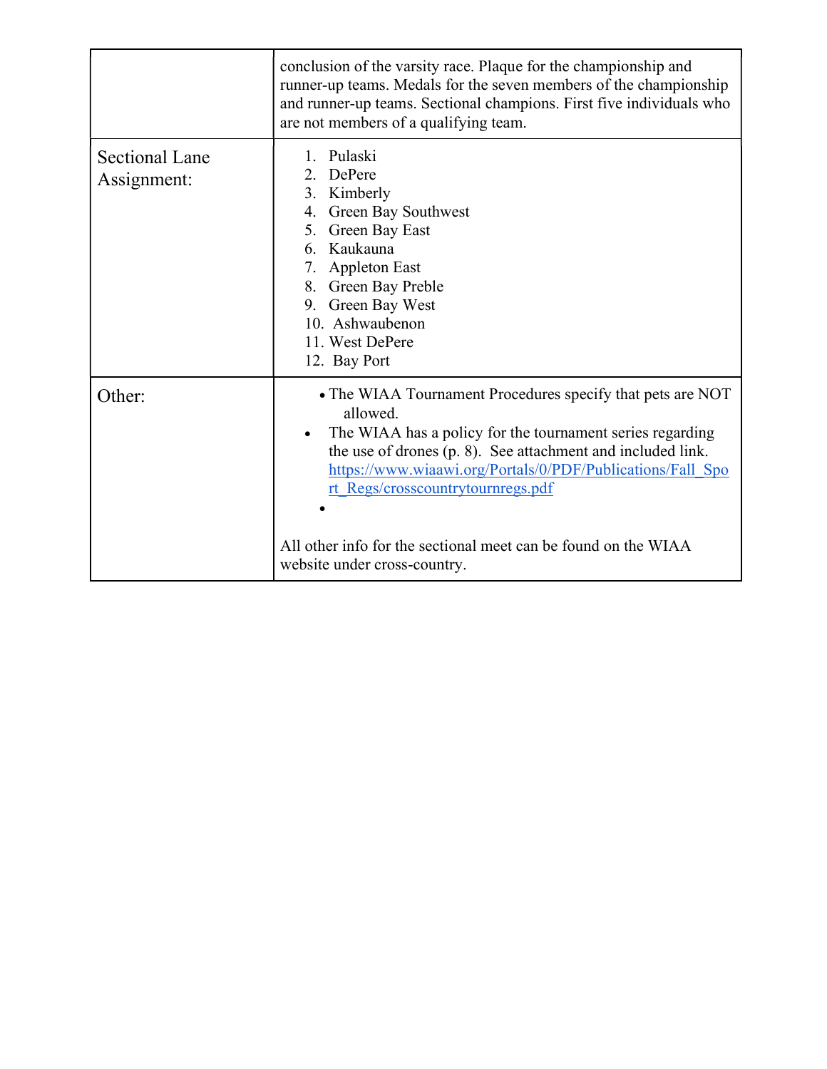| | |
|---|---|
| | conclusion of the varsity race. Plaque for the championship and runner-up teams. Medals for the seven members of the championship and runner-up teams. Sectional champions. First five individuals who are not members of a qualifying team. |
| Sectional Lane Assignment: | 1. Pulaski<br>2. DePere<br>3. Kimberly<br>4. Green Bay Southwest<br>5. Green Bay East<br>6. Kaukauna<br>7. Appleton East<br>8. Green Bay Preble<br>9. Green Bay West<br>10. Ashwaubenon<br>11. West DePere<br>12. Bay Port |
| Other: | • The WIAA Tournament Procedures specify that pets are NOT allowed.<br>• The WIAA has a policy for the tournament series regarding the use of drones (p. 8). See attachment and included link. https://www.wiaawi.org/Portals/0/PDF/Publications/Fall_Sport_Regs/crosscountrytournregs.pdf<br>•<br><br>All other info for the sectional meet can be found on the WIAA website under cross-country. |